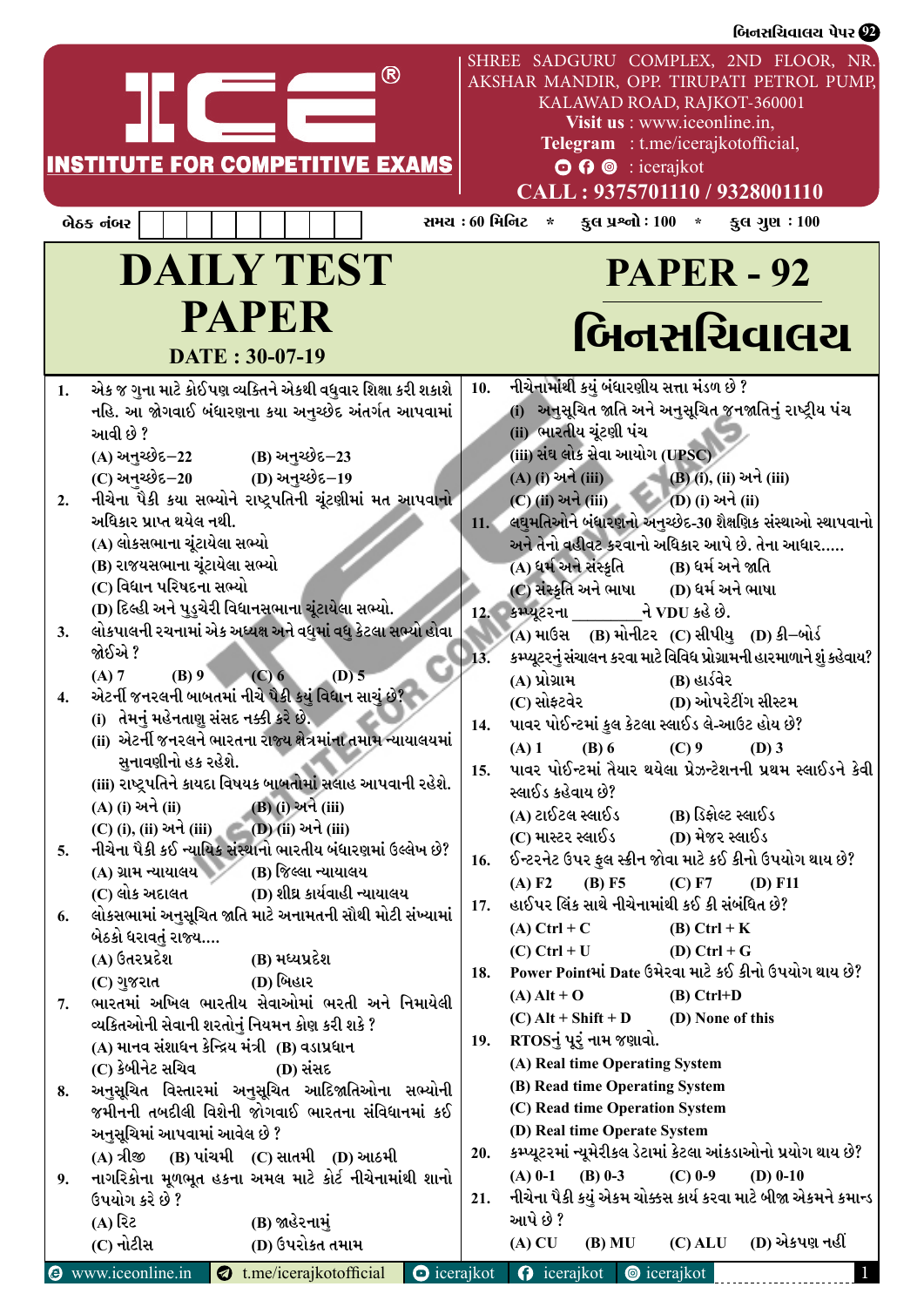# ICE®

## INSTITUTE FOR COMPETITIVE EXAMS

SHREE SADGURU COMPLEX, 2ND FLOOR, NR. AKSHAR MANDIR, OPP. TIRUPATI PETROL PUMP, KALAWAD ROAD, RAJKOT-360001

**Visit us** : www.iceonline.in,
**Telegram** : t.me/icerajkotofficial,
: icerajkot

**CALL : 9375701110 / 9328001110**

બેઠક નંબર | સમય : 60 મિનિટ * કુલ પ્રશ્નો : 100 * કુલ ગુણ : 100

# DAILY TEST PAPER

**DATE : 30-07-19**

# PAPER - 92

# બિનસચિવાલય

**1.** એક જ ગુના માટે કોઈપણ વ્યક્તિને એકથી વધુવાર શિક્ષા કરી શકાશે નહિ. આ જોગવાઈ બંધારણના કયા અનુચ્છેદ અંતર્ગત આપવામાં આવી છે ?
(A) અનુચ્છેદ–22 (B) અનુચ્છેદ–23
(C) અનુચ્છેદ–20 (D) અનુચ્છેદ–19

**2.** નીચેના પૈકી કયા સભ્યોને રાષ્ટ્રપતિની ચૂંટણીમાં મત આપવાનો અધિકાર પ્રાપ્ત થયેલ નથી.
(A) લોકસભાના ચૂંટાયેલા સભ્યો
(B) રાજયસભાના ચૂંટાયેલા સભ્યો
(C) વિધાન પરિષદના સભ્યો
(D) દિલ્હી અને પુડુચેરી વિધાનસભાના ચૂંટાયેલા સભ્યો.

**3.** લોકપાલની રચનામાં એક અધ્યક્ષ અને વધુમાં વધુ કેટલા સભ્યો હોવા જોઈએ ?
(A) 7 (B) 9 (C) 6 (D) 5

**4.** એટર્ની જનરલની બાબતમાં નીચે પૈકી કયું વિધાન સાચું છે?
(i) તેમનું મહેનતાણુ સંસદ નક્કી કરે છે.
(ii) એટર્ની જનરલને ભારતના રાજ્ય ક્ષેત્રમાંના તમામ ન્યાયાલયમાં સુનાવણીનો હક રહેશે.
(iii) રાષ્ટ્રપતિને કાયદા વિષયક બાબતોમાં સલાહ આપવાની રહેશે.
(A) (i) અને (ii) (B) (i) અને (iii)
(C) (i), (ii) અને (iii) (D) (ii) અને (iii)

**5.** નીચેના પૈકી કઈ ન્યાયિક સંસ્થાનો ભારતીય બંધારણમાં ઉલ્લેખ છે?
(A) ગ્રામ ન્યાયાલય (B) જિલ્લા ન્યાયાલય
(C) લોક અદાલત (D) શીઘ્ર કાર્યવાહી ન્યાયાલય

**6.** લોકસભામાં અનુસૂચિત જાતિ માટે અનામતની સૌથી મોટી સંખ્યામાં બેઠકો ધરાવતું રાજ્ય....
(A) ઉત્તરપ્રદેશ (B) મધ્યપ્રદેશ
(C) ગુજરાત (D) બિહાર

**7.** ભારતમાં અખિલ ભારતીય સેવાઓમાં ભરતી અને નિમાયેલી વ્યક્તિઓની સેવાની શરતોનું નિયમન કોણ કરી શકે ?
(A) માનવ સંશાધન કેન્દ્રિય મંત્રી (B) વડાપ્રધાન
(C) કેબીનેટ સચિવ (D) સંસદ

**8.** અનુસૂચિત વિસ્તારમાં અનુસૂચિત આદિજાતિઓના સભ્યોની જમીનની તબદીલી વિશેની જોગવાઈ ભારતના સંવિધાનમાં કઈ અનુસૂચિમાં આપવામાં આવેલ છે ?
(A) ત્રીજી (B) પાંચમી (C) સાતમી (D) આઠમી

**9.** નાગરિકોના મૂળભૂત હકના અમલ માટે કોર્ટ નીચેનામાંથી શાનો ઉપયોગ કરે છે ?
(A) રિટ (B) જાહેરનામું
(C) નોટીસ (D) ઉપરોકત તમામ

**10.** નીચેનામાંથી કયું બંધારણીય સત્તા મંડળ છે ?
(i) અનુસૂચિત જાતિ અને અનુસૂચિત જનજાતિનું રાષ્ટ્રીય પંચ
(ii) ભારતીય ચૂંટણી પંચ
(iii) સંઘ લોક સેવા આયોગ (UPSC)
(A) (i) અને (iii) (B) (i), (ii) અને (iii)
(C) (ii) અને (iii) (D) (i) અને (ii)

**11.** લઘુમતિઓને બંધારણનો અનુચ્છેદ-30 શૈક્ષણિક સંસ્થાઓ સ્થાપવાનો અને તેનો વહીવટ કરવાનો અધિકાર આપે છે. તેના આધાર.....
(A) ધર્મ અને સંસ્કૃતિ (B) ધર્મ અને જાતિ
(C) સંસ્કૃતિ અને ભાષા (D) ધર્મ અને ભાષા

**12.** કમ્પ્યૂટરના ________ને VDU કહે છે.
(A) માઉસ (B) મોનીટર (C) સીપીયુ (D) કી–બોર્ડ

**13.** કમ્પ્યૂટરનું સંચાલન કરવા માટે વિવિધ પ્રોગ્રામની હારમાળાને શું કહેવાય?
(A) પ્રોગ્રામ (B) હાર્ડવેર
(C) સોફ્ટવેર (D) ઓપરેટીંગ સીસ્ટમ

**14.** પાવર પોઈન્ટમાં કુલ કેટલા સ્લાઈડ લે-આઉટ હોય છે?
(A) 1 (B) 6 (C) 9 (D) 3

**15.** પાવર પોઈન્ટમાં તૈયાર થયેલા પ્રેઝન્ટેશનની પ્રથમ સ્લાઈડને કેવી સ્લાઈડ કહેવાય છે?
(A) ટાઈટલ સ્લાઈડ (B) ડિફોલ્ટ સ્લાઈડ
(C) માસ્ટર સ્લાઈડ (D) મેજર સ્લાઈડ

**16.** ઈન્ટરનેટ ઉપર ફુલ સ્ક્રીન જોવા માટે કઈ કીનો ઉપયોગ થાય છે?
(A) F2 (B) F5 (C) F7 (D) F11

**17.** હાઈપર લિંક સાથે નીચેનામાંથી કઈ કી સંબંધિત છે?
(A) Ctrl + C (B) Ctrl + K
(C) Ctrl + U (D) Ctrl + G

**18.** Power Pointમાં Date ઉમેરવા માટે કઈ કીનો ઉપયોગ થાય છે?
(A) Alt + O (B) Ctrl+D
(C) Alt + Shift + D (D) None of this

**19.** RTOSનું પૂરું નામ જણાવો.
(A) Real time Operating System
(B) Read time Operating System
(C) Read time Operation System
(D) Real time Operate System

**20.** કમ્પ્યૂટરમાં ન્યૂમેરીકલ ડેટામાં કેટલા આંકડાઓનો પ્રયોગ થાય છે?
(A) 0-1 (B) 0-3 (C) 0-9 (D) 0-10

**21.** નીચેના પૈકી કયું એકમ ચોક્કસ કાર્ય કરવા માટે બીજા એકમને કમાન્ડ આપે છે ?
(A) CU (B) MU (C) ALU (D) એકપણ નહીં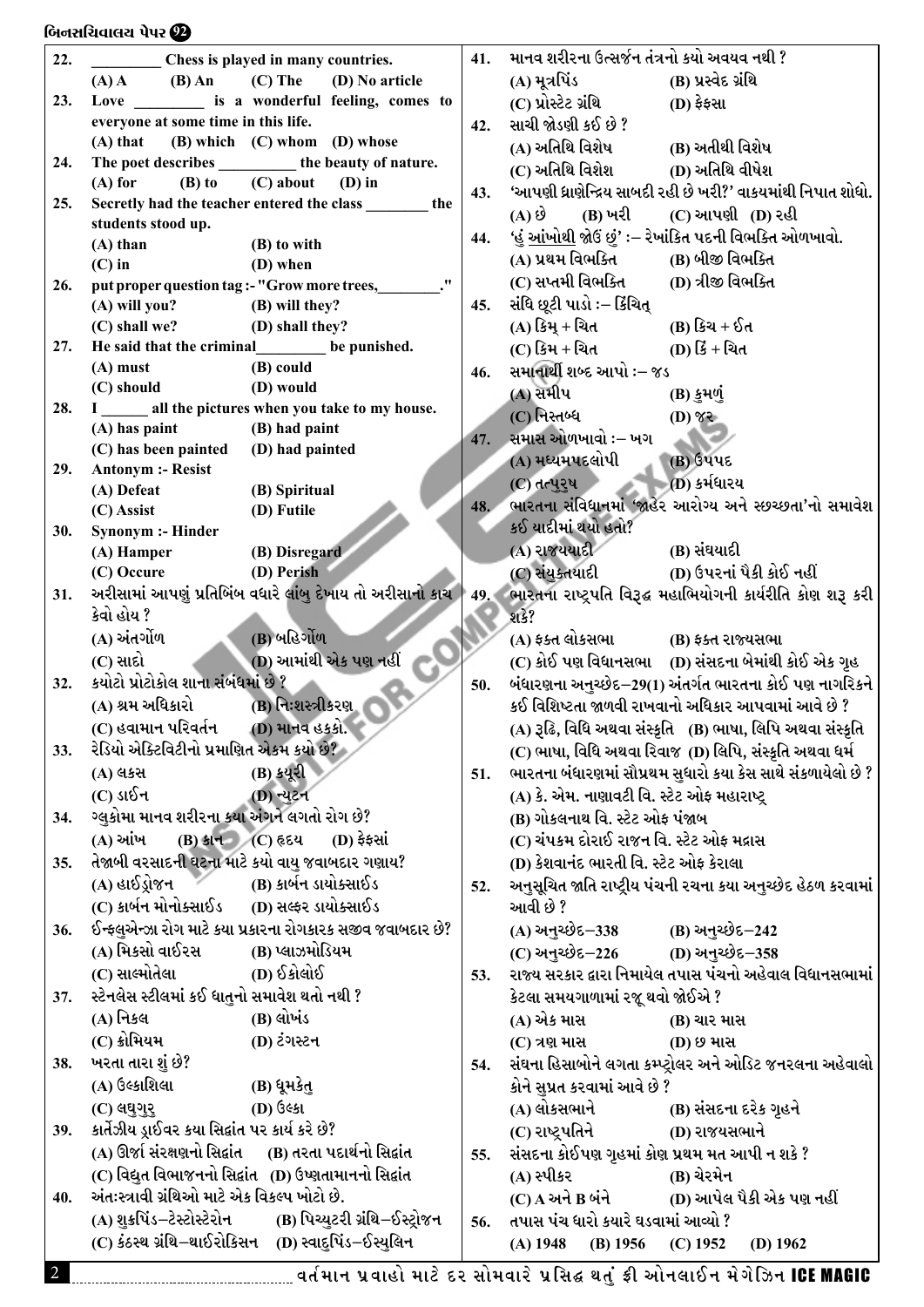22. _________ Chess is played in many countries.
(A) A (B) An (C) The (D) No article

23. Love _________ is a wonderful feeling, comes to everyone at some time in this life.
(A) that (B) which (C) whom (D) whose

24. The poet describes __________ the beauty of nature.
(A) for (B) to (C) about (D) in

25. Secretly had the teacher entered the class ________ the students stood up.
(A) than (B) to with
(C) in (D) when

26. put proper question tag :- "Grow more trees,________."
(A) will you? (B) will they?
(C) shall we? (D) shall they?

27. He said that the criminal_________ be punished.
(A) must (B) could
(C) should (D) would

28. I ______ all the pictures when you take to my house.
(A) has paint (B) had paint
(C) has been painted (D) had painted

29. Antonym :- Resist
(A) Defeat (B) Spiritual
(C) Assist (D) Futile

30. Synonym :- Hinder
(A) Hamper (B) Disregard
(C) Occure (D) Perish

31. અરીસામાં આપણું પ્રતિબિંબ વધારે લાંબુ દેખાય તો અરીસાનો કાચ કેવો હોય ?
(A) અંતર્ગોળ (B) બહિર્ગોળ
(C) સાદો (D) આમાંથી એક પણ નહીં

32. ક્યોટો પ્રોટોકોલ શાના સંબંધમાં છે ?
(A) શ્રમ અધિકારો (B) નિઃશસ્ત્રીકરણ
(C) હવામાન પરિવર્તન (D) માનવ હક્કો.

33. રેડિયો એક્ટિવિટીનો પ્રમાણિત એકમ કયો છે?
(A) લક્સ (B) ક્યૂરી
(C) ડાઈન (D) ન્યૂટન

34. ગ્લુકોમા માનવ શરીરના કયા અંગને લગતો રોગ છે?
(A) આંખ (B) કાન (C) હૃદય (D) ફેફસાં

35. તેજાબી વરસાદની ઘટના માટે કયો વાયુ જવાબદાર ગણાય?
(A) હાઈડ્રોજન (B) કાર્બન ડાયોક્સાઈડ
(C) કાર્બન મોનોક્સાઈડ (D) સલ્ફર ડાયોક્સાઈડ

36. ઈન્ફ્લુએન્ઝા રોગ માટે ક્યા પ્રકારના રોગકારક સજીવ જવાબદાર છે?
(A) મિક્સો વાઈરસ (B) પ્લાઝમોડિયમ
(C) સાલ્મોનેલા (D) ઈકોલાઈ

37. સ્ટેનલેસ સ્ટીલમાં કઈ ધાતુનો સમાવેશ થતો નથી ?
(A) નિકલ (B) લોખંડ
(C) ક્રોમિયમ (D) ટંગસ્ટન

38. ખરતા તારા શું છે?
(A) ઉલ્કાશિલા (B) ધૂમકેતુ
(C) લઘુગુરુ (D) ઉલ્કા

39. કાર્તેઝીય ડ્રાઈવર કયા સિદ્ધાંત પર કાર્ય કરે છે?
(A) ઊર્જા સંરક્ષણનો સિદ્ધાંત (B) તરતા પદાર્થનો સિદ્ધાંત
(C) વિદ્યુત વિભાજનનો સિદ્ધાંત (D) ઉષ્ણતામાનનો સિદ્ધાંત

40. અંતઃસ્ત્રાવી ગ્રંથિઓ માટે એક વિકલ્પ ખોટો છે.
(A) શુક્રપિંડ–ટેસ્ટોસ્ટેરોન (B) પિચ્યુટરી ગ્રંથિ–ઈસ્ટ્રોજન
(C) કંઠસ્થ ગ્રંથિ–થાઈરોકિસન (D) સ્વાદુપિંડ–ઈન્સ્યુલિન

41. માનવ શરીરના ઉત્સર્જન તંત્રનો કયો અવયવ નથી ?
(A) મૂત્રપિંડ (B) પ્રસ્વેદ ગ્રંથિ
(C) પ્રોસ્ટેટ ગ્રંથિ (D) ફેફસા

42. સાચી જોડણી કઈ છે ?
(A) અતિથિ વિશેષ (B) અતીથી વિશેષ
(C) અતિથિ વિશેશ (D) અતિથિ વીષેશ

43. 'આપણી ઘ્રાણેન્દ્રિય સાબદી રહી છે ખરી?' વાક્યમાંથી નિપાત શોધો.
(A) છે (B) ખરી (C) આપણી (D) રહી

44. 'હું <u>આંખોથી</u> જોઉં છું' :– રેખાંકિત પદની વિભક્તિ ઓળખાવો.
(A) પ્રથમ વિભક્તિ (B) બીજી વિભક્તિ
(C) સપ્તમી વિભક્તિ (D) ત્રીજી વિભક્તિ

45. સંધિ છૂટી પાડો :– કિંચિત્
(A) કિમ્ + ચિત (B) કિચ + ઈત
(C) કિમ + ચિત (D) કિં + ચિત

46. સમાનાર્થી શબ્દ આપો :– જડ
(A) સમીપ (B) કુમળું
(C) નિસ્તબ્ધ (D) જર

47. સમાસ ઓળખાવો :– ખગ
(A) મધ્યમપદલોપી (B) ઉપપદ
(C) તત્પુરૂષ (D) કર્મધારય

48. ભારતના સંવિધાનમાં 'જાહેર આરોગ્ય અને સ્વચ્છતા'નો સમાવેશ કઈ યાદીમાં થયો હતો?
(A) રાજ્યયાદી (B) સંઘયાદી
(C) સંયુક્તયાદી (D) ઉપરનાં પૈકી કોઈ નહીં

49. ભારતના રાષ્ટ્રપતિ વિરૂદ્ધ મહાભિયોગની કાર્યરીતિ કોણ શરૂ કરી શકે?
(A) ફક્ત લોકસભા (B) ફક્ત રાજ્યસભા
(C) કોઈ પણ વિધાનસભા (D) સંસદના બેમાંથી કોઈ એક ગૃહ

50. બંધારણના અનુચ્છેદ–29(1) અંતર્ગત ભારતના કોઈ પણ નાગરિકને કઈ વિશિષ્ટતા જાળવી રાખવાનો અધિકાર આપવામાં આવે છે ?
(A) રૂઢિ, વિધિ અથવા સંસ્કૃતિ (B) ભાષા, લિપિ અથવા સંસ્કૃતિ
(C) ભાષા, વિધિ અથવા રિવાજ (D) લિપિ, સંસ્કૃતિ અથવા ધર્મ

51. ભારતના બંધારણમાં સૌપ્રથમ સુધારો કયા કેસ સાથે સંકળાયેલો છે ?
(A) કે. એમ. નાણાવટી વિ. સ્ટેટ ઓફ મહારાષ્ટ્ર
(B) ગોકલનાથ વિ. સ્ટેટ ઓફ પંજાબ
(C) ચંપકમ દોરાઈ રાજન વિ. સ્ટેટ ઓફ મદ્રાસ
(D) કેશવાનંદ ભારતી વિ. સ્ટેટ ઓફ કેરાલા

52. અનુસૂચિત જાતિ રાષ્ટ્રીય પંચની રચના કયા અનુચ્છેદ હેઠળ કરવામાં આવી છે ?
(A) અનુચ્છેદ–338 (B) અનુચ્છેદ–242
(C) અનુચ્છેદ–226 (D) અનુચ્છેદ–358

53. રાજ્ય સરકાર દ્વારા નિમાયેલ તપાસ પંચનો અહેવાલ વિધાનસભામાં કેટલા સમયગાળામાં રજૂ થવો જોઈએ ?
(A) એક માસ (B) ચાર માસ
(C) ત્રણ માસ (D) છ માસ

54. સંઘના હિસાબોને લગતા કમ્પ્ટ્રોલર અને ઓડિટ જનરલના અહેવાલો કોને સુપ્રત કરવામાં આવે છે ?
(A) લોકસભાને (B) સંસદના દરેક ગૃહને
(C) રાષ્ટ્રપતિને (D) રાજયસભાને

55. સંસદના કોઈપણ ગૃહમાં કોણ પ્રથમ મત આપી ન શકે ?
(A) સ્પીકર (B) ચેરમેન
(C) A અને B બંને (D) આપેલ પૈકી એક પણ નહીં

56. તપાસ પંચ ધારો ક્યારે ઘડવામાં આવ્યો ?
(A) 1948 (B) 1956 (C) 1952 (D) 1962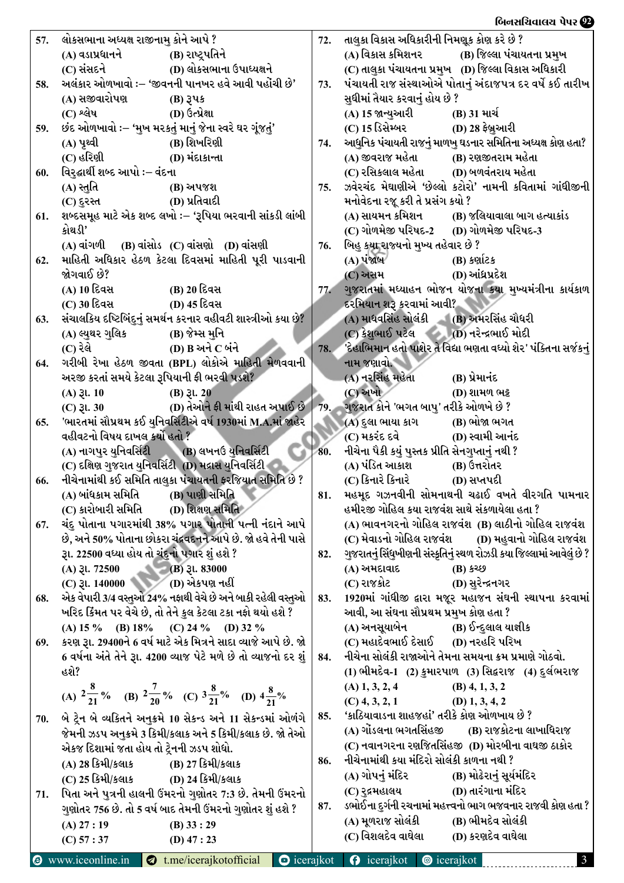57. લોકસભાના અધ્યક્ષ રાજીનામુ કોને આપે ?
(A) વડાપ્રધાનને (B) રાષ્ટ્રપતિને
(C) સંસદને (D) લોકસભાના ઉપાધ્યક્ષને

58. અલંકાર ઓળખાવો :– 'જીવનની પાનખર હવે આવી પહોંચી છે'
(A) સજીવારોપણ (B) રૂપક
(C) શ્લેષ (D) ઉત્પ્રેક્ષા

59. છંદ ઓળખાવો :– 'મુખ મરકતું માનું જેના સ્વરે ઘર ગૂંજતું'
(A) પૃથ્વી (B) શિખરિણી
(C) હરિણી (D) મંદાક્રાન્તા

60. વિરુદ્ધાર્થી શબ્દ આપો :– વંદના
(A) સ્તુતિ (B) અપજશ
(C) દુરસ્ત (D) પ્રતિવાદી

61. શબ્દસમૂહ માટે એક શબ્દ લખો :– 'રૂપિયા ભરવાની સાંકડી લાંબી કોથળી'
(A) વાંગળી (B) વાંસોડ (C) વાંસણો (D) વાંસણી

62. માહિતી અધિકાર હેઠળ કેટલા દિવસમાં માહિતી પૂરી પાડવાની જોગવાઈ છે?
(A) 10 દિવસ (B) 20 દિવસ
(C) 30 દિવસ (D) 45 દિવસ

63. સંચાલકિય દષ્ટિબિંદુનું સમર્થન કરનાર વહીવટી શાસ્ત્રીઓ કયા છે?
(A) લ્યુથર ગુલિક (B) જેમ્સ મુનિ
(C) રેલે (D) B અને C બંને

64. ગરીબી રેખા હેઠળ જીવતા (BPL) લોકોએ માહિતી મેળવવાની અરજી કરતાં સમયે કેટલા રૂપિયાની ફી ભરવી પડશે?
(A) રૂા. 10 (B) રૂા. 20
(C) રૂા. 30 (D) તેઓને ફી માંથી રાહત અપાઈ છે

65. 'ભારતમાં સૌપ્રથમ કઈ યુનિવર્સિટીએ વર્ષ 1930માં M.A.માં જાહેર વહીવટનો વિષય દાખલ કર્યો હતો ?
(A) નાગપુર યુનિવર્સિટી (B) લખનઉ યુનિવર્સિટી
(C) દક્ષિણ ગુજરાત યુનિવર્સિટી (D) મદ્રાસ યુનિવર્સિટી

66. નીચેનામાંથી કઈ સમિતિ તાલુકા પંચાયતની ફરજિયાત સમિતિ છે ?
(A) બાંધકામ સમિતિ (B) પાણી સમિતિ
(C) કારોબારી સમિતિ (D) શિક્ષણ સમિતિ

67. ચંદુ પોતાના પગારમાંથી 38% પગાર પોતાની પત્ની નંદાને આપે છે, અને 50% પોતાના છોકરા ચંદ્રવદનને આપે છે. જો હવે તેની પાસે રૂા. 22500 વધ્યા હોય તો ચંદુનો પગાર શું હશે ?
(A) રૂા. 72500 (B) રૂા. 83000
(C) રૂા. 140000 (D) એકપણ નહીં

68. એક વેપારી 3/4 વસ્તુઓ 24% નફાથી વેચે છે અને બાકી રહેલી વસ્તુઓ ખરિદ કિંમત પર વેચે છે, તો તેને કુલ કેટલા ટકા નફો થયો હશે ?
(A) 15 % (B) 18% (C) 24 % (D) 32 %

69. કરણ રૂા. 29400ને 6 વર્ષ માટે એક મિત્રને સાદા વ્યાજે આપે છે. જો 6 વર્ષના અંતે તેને રૂા. 4200 વ્યાજ પેટે મળે છે તો વ્યાજનો દર શું હશે?
(A) $2\frac{8}{21}$ % (B) $2\frac{7}{20}$ % (C) $3\frac{8}{21}$ % (D) $4\frac{8}{21}$ %

70. બે ટ્રેન બે વ્યક્તિને અનુક્રમે 10 સેકન્ડ અને 11 સેકન્ડમાં ઓળંગે જેમની ઝડપ અનુક્રમે 3 કિમી/કલાક અને 5 કિમી/કલાક છે. જો તેઓ એકજ દિશામાં જતા હોય તો ટ્રેનની ઝડપ શોધો.
(A) 28 કિમી/કલાક (B) 27 કિમી/કલાક
(C) 25 કિમી/કલાક (D) 24 કિમી/કલાક

71. પિતા અને પુત્રની હાલની ઉંમરનો ગુણોત્તર 7:3 છે. તેમની ઉંમરનો ગુણોત્તર 756 છે. તો 5 વર્ષ બાદ તેમની ઉંમરનો ગુણોત્તર શું હશે ?
(A) 27 : 19 (B) 33 : 29
(C) 57 : 37 (D) 47 : 23

72. તાલુકા વિકાસ અધિકારીની નિમણૂક કોણ કરે છે ?
(A) વિકાસ કમિશનર (B) જિલ્લા પંચાયતના પ્રમુખ
(C) તાલુકા પંચાયતના પ્રમુખ (D) જિલ્લા વિકાસ અધિકારી

73. પંચાયતી રાજ સંસ્થાઓએ પોતાનું અંદાજપત્ર દર વર્ષે કઈ તારીખ સુધીમાં તૈયાર કરવાનું હોય છે ?
(A) 15 જાન્યુઆરી (B) 31 માર્ચ
(C) 15 ડિસેમ્બર (D) 28 ફેબ્રુઆરી

74. આધુનિક પંચાયતી રાજનું માળખુ ઘડનાર સમિતિના અધ્યક્ષ કોણ હતા?
(A) જીવરાજ મહેતા (B) રણજીતરામ મહેતા
(C) રસિકલાલ મહેતા (D) બળવંતરાય મહેતા

75. ઝવેરચંદ મેઘાણીએ 'છેલ્લો કટોરો' નામની કવિતામાં ગાંધીજીની મનોવેદના રજૂ કરી તે પ્રસંગ કયો ?
(A) સાયમન કમિશન (B) જલિયાવાલા બાગ હત્યાકાંડ
(C) ગોળમેજી પરિષદ-2 (D) ગોળમેજી પરિષદ-3

76. બિહુ કયા રાજ્યનો મુખ્ય તહેવાર છે ?
(A) પંજાબ (B) કર્ણાટક
(C) અસમ (D) આંધ્રપ્રદેશ

77. ગુજરાતમાં મધ્યાહન ભોજન યોજના કયા મુખ્યમંત્રીના કાર્યકાળ દરમિયાન શરૂ કરવામાં આવી?
(A) માધવસિંહ સોલંકી (B) અમરસિંહ ચૌધરી
(C) કેશુભાઈ પટેલ (D) નરેન્દ્રભાઈ મોદી

78. 'દેહાભિમાન હતો પાશેર તે વિદ્યા ભણતા વધ્યો શેર' પંક્તિના સર્જકનું નામ જણાવો.
(A) નરસિંહ મહેતા (B) પ્રેમાનંદ
(C) અખો (D) શામળ ભટ્ટ

79. ગુજરાત કોને 'ભગત બાપુ' તરીકે ઓળખે છે ?
(A) દુલા ભાયા કાગ (B) ભોજા ભગત
(C) મકરંદ દવે (D) સ્વામી આનંદ

80. નીચેના પૈકી કયું પુસ્તક પ્રીતિ સેનગુપ્તાનું નથી ?
(A) પંડિત આકાશ (B) ઉત્તરોત્તર
(C) કિનારે કિનારે (D) સપ્તપદી

81. મહમૂદ ગઝનવીની સોમનાથની ચઢાઈ વખતે વીરગતિ પામનાર હમીરજી ગોહિલ કયા રાજવંશ સાથે સંકળાયેલા હતા ?
(A) ભાવનગરનો ગોહિલ રાજવંશ (B) લાઠીનો ગોહિલ રાજવંશ
(C) મેવાડનો ગોહિલ રાજવંશ (D) મહુવાનો ગોહિલ રાજવંશ

82. ગુજરાતનું સિંધુખીણની સંસ્કૃતિનું સ્થળ રોઝડી કયા જિલ્લામાં આવેલું છે ?
(A) અમદાવાદ (B) કચ્છ
(C) રાજકોટ (D) સુરેન્દ્રનગર

83. 1920માં ગાંધીજી દ્વારા મજૂર મહાજન સંઘની સ્થાપના કરવામાં આવી, આ સંઘના સૌપ્રથમ પ્રમુખ કોણ હતા ?
(A) અનસૂયાબેન (B) ઈન્દુલાલ યાજ્ઞીક
(C) મહાદેવભાઈ દેસાઈ (D) નરહરિ પરિખ

84. નીચેના સોલંકી રાજાઓને તેમના સમયના ક્રમ પ્રમાણે ગોઠવો.
(1) ભીમદેવ-1 (2) કુમારપાળ (3) સિદ્ધરાજ (4) દુર્લભરાજ
(A) 1, 3, 2, 4 (B) 4, 1, 3, 2
(C) 4, 3, 2, 1 (D) 1, 3, 4, 2

85. 'કાઠિયાવાડના શાહજહાં' તરીકે કોણ ઓળખાય છે ?
(A) ગોંડલના ભગતસિંહજી (B) રાજકોટના લાખાધિરાજ
(C) નવાનગરના રણજિતસિંહજી (D) મોરબીના વાઘજી ઠાકોર

86. નીચેનામાંથી કયા મંદિરો સોલંકી કાળના નથી ?
(A) ગોપનું મંદિર (B) મોઢેરાનું સૂર્યમંદિર
(C) રુદ્રમહાલય (D) તારંગાના મંદિર

87. ડભોઈના દુર્ગની રચનામાં મહત્ત્વનો ભાગ ભજવનાર રાજવી કોણ હતા ?
(A) મૂળરાજ સોલંકી (B) ભીમદેવ સોલંકી
(C) વિશલદેવ વાઘેલા (D) કરણદેવ વાઘેલા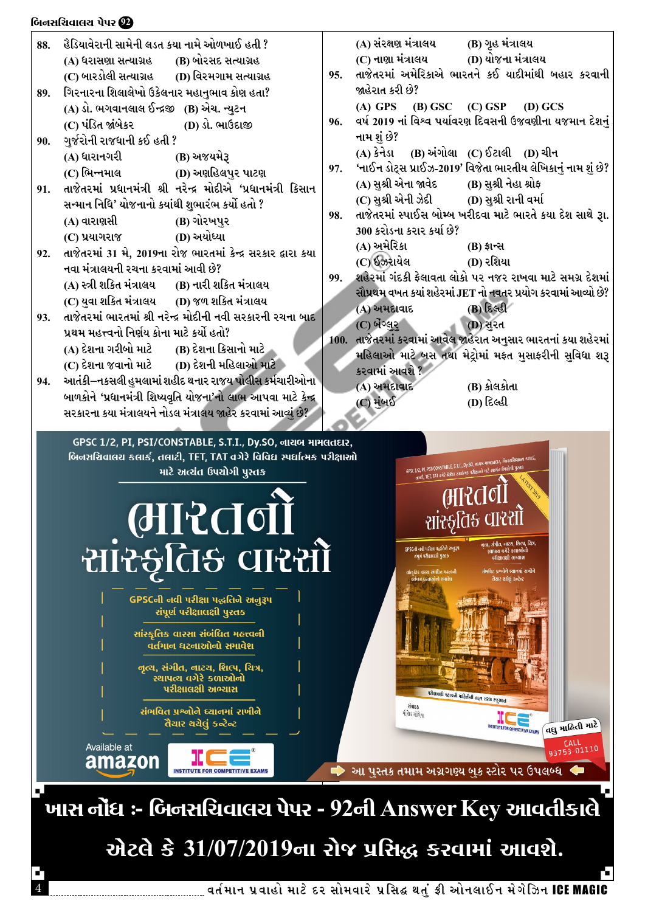88. હૈડિયાવેરાની સામેની લડત કયા નામે ઓળખાઈ હતી ?
(A) ધરાસણા સત્યાગ્રહ (B) બોરસદ સત્યાગ્રહ
(C) બારડોલી સત્યાગ્રહ (D) વિરમગામ સત્યાગ્રહ

89. ગિરનારના શિલાલેખો ઉકેલનાર મહાનુભાવ કોણ હતા?
(A) ડો. ભગવાનલાલ ઈન્દ્રજી (B) એચ. ન્યુટન
(C) પંડિત જાંબેકર (D) ડો. ભાઉદાજી

90. ગુર્જરોની રાજધાની કઈ હતી ?
(A) ધારાનગરી (B) અજયમેરૂ
(C) ભિન્નમાલ (D) અણહિલપુર પાટણ

91. તાજેતરમાં પ્રધાનમંત્રી શ્રી નરેન્દ્ર મોદીએ 'પ્રધાનમંત્રી કિસાન સન્માન નિધિ' યોજનાનો ક્યાંથી શુભારંભ કર્યો હતો ?
(A) વારાણસી (B) ગોરખપુર
(C) પ્રયાગરાજ (D) અયોધ્યા

92. તાજેતરમાં 31 મે, 2019ના રોજ ભારતમાં કેન્દ્ર સરકાર દ્વારા કયા નવા મંત્રાલયની રચના કરવામાં આવી છે?
(A) સ્ત્રી શક્તિ મંત્રાલય (B) નારી શક્તિ મંત્રાલય
(C) યુવા શક્તિ મંત્રાલય (D) જળ શક્તિ મંત્રાલય

93. તાજેતરમાં ભારતમાં શ્રી નરેન્દ્ર મોદીની નવી સરકારની રચના બાદ પ્રથમ મહત્ત્વનો નિર્ણય કોના માટે કર્યો હતો?
(A) દેશના ગરીબો માટે (B) દેશના કિસાનો માટે
(C) દેશના જવાનો માટે (D) દેશની મહિલાઓ માટે

94. આતંકી–નકસલી હુમલામાં શહીદ થનાર રાજ્ય પોલીસ કર્મચારીઓના બાળકોને 'પ્રધાનમંત્રી શિષ્યવૃતિ યોજના'નો લાભ આપવા માટે કેન્દ્ર સરકારના કયા મંત્રાલયને નોડલ મંત્રાલય જાહેર કરવામાં આવ્યું છે?
(A) સંરક્ષણ મંત્રાલય (B) ગૃહ મંત્રાલય
(C) નાણા મંત્રાલય (D) યોજના મંત્રાલય

95. તાજેતરમાં અમેરિકાએ ભારતને કઈ યાદીમાંથી બહાર કરવાની જાહેરાત કરી છે?
(A) GPS (B) GSC (C) GSP (D) GCS

96. વર્ષ 2019 નાં વિશ્વ પર્યાવરણ દિવસની ઉજવણીના યજમાન દેશનું નામ શું છે?
(A) કેનેડા (B) અંગોલા (C) ઈટાલી (D) ચીન

97. 'નાઈન ડોટ્સ પ્રાઈઝ-2019' વિજેતા ભારતીય લેખિકાનું નામ શું છે?
(A) સુશ્રી એના જાવેદ (B) સુશ્રી નેહા શ્રોફ
(C) સુશ્રી એની ઝેદી (D) સુશ્રી રાની વર્મા

98. તાજેતરમાં સ્પાઈસ બોમ્બ ખરીદવા માટે ભારતે કયા દેશ સાથે રૂા. 300 કરોડના કરાર કર્યા છે?
(A) અમેરિકા (B) ફ્રાન્સ
(C) ઇઝરાયેલ (D) રશિયા

99. શહેરમાં ગંદકી ફેલાવતા લોકો પર નજર રાખવા માટે સમગ્ર દેશમાં સૌપ્રથમ વખત કયાં શહેરમાં JET નો નવતર પ્રયોગ કરવામાં આવ્યો છે?
(A) અમદાવાદ (B) દિલ્હી
(C) બેંગ્લુરૂ (D) સુરત

100. તાજેતરમાં કરવામાં આવેલ જાહેરાત અનુસાર ભારતનાં કયા શહેરમાં મહિલાઓ માટે બસ તથા મેટ્રોમાં મફત મુસાફરીની સુવિધા શરૂ કરવામાં આવશે ?
(A) અમદાવાદ (B) કોલકાતા
(C) મુંબઈ (D) દિલ્હી

GPSC 1/2, PI, PSI/CONSTABLE, S.T.I., Dy.SO, નાયબ મામલતદાર, બિનસચિવાલય કલાર્ક, તલાટી, TET, TAT વગેરે વિવિધ સ્પર્ધાત્મક પરીક્ષાઓ માટે અત્યંત ઉપયોગી પુસ્તક

# ભારતનો સાંસ્કૃતિક વારસો

- GPSCની નવી પરીક્ષા પદ્ધતિને અનુરૂપ સંપૂર્ણ પરીક્ષાલક્ષી પુસ્તક
- સાંસ્કૃતિક વારસા સંબંધિત મહત્વની વર્તમાન ઘટનાઓનો સમાવેશ
- નૃત્ય, સંગીત, નાટ્ય, શિલ્પ, ચિત્ર, સ્થાપત્ય વગેરે કળાઓનો પરીક્ષાલક્ષી અભ્યાસ
- સંભવિત પ્રશ્નોને ધ્યાનમાં રાખીને તૈયાર થયેલું કન્ટેન્ટ

Available at amazon | ICE INSTITUTE FOR COMPETITIVE EXAMS

વધુ માહિતી માટે CALL 93753-01110

આ પુસ્તક તમામ અગ્રગણ્ય બુક સ્ટોર પર ઉપલબ્ધ

**ખાસ નોંધ :- બિનસચિવાલય પેપર - 92ની Answer Key આવતીકાલે એટલે કે 31/07/2019ના રોજ પ્રસિદ્ધ કરવામાં આવશે.**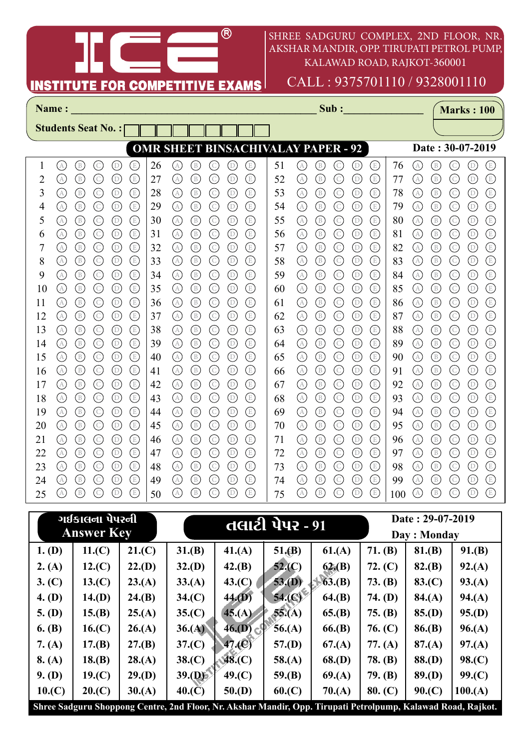# ICE® INSTITUTE FOR COMPETITIVE EXAMS

SHREE SADGURU COMPLEX, 2ND FLOOR, NR. AKSHAR MANDIR, OPP. TIRUPATI PETROL PUMP, KALAWAD ROAD, RAJKOT-360001

CALL : 9375701110 / 9328001110

**Name :** ______________________ **Sub :** ______________ **Marks : 100**

**Students Seat No. :** ☐☐☐☐☐☐☐☐☐☐☐

## OMR SHEET BINSACHIVALAY PAPER - 92

**Date : 30-07-2019**

| | | | |
|---|---|---|---|
| 1 Ⓐ Ⓑ Ⓒ Ⓓ Ⓔ | 26 Ⓐ Ⓑ Ⓒ Ⓓ Ⓔ | 51 Ⓐ Ⓑ Ⓒ Ⓓ Ⓔ | 76 Ⓐ Ⓑ Ⓒ Ⓓ Ⓔ |
| 2 Ⓐ Ⓑ Ⓒ Ⓓ Ⓔ | 27 Ⓐ Ⓑ Ⓒ Ⓓ Ⓔ | 52 Ⓐ Ⓑ Ⓒ Ⓓ Ⓔ | 77 Ⓐ Ⓑ Ⓒ Ⓓ Ⓔ |
| 3 Ⓐ Ⓑ Ⓒ Ⓓ Ⓔ | 28 Ⓐ Ⓑ Ⓒ Ⓓ Ⓔ | 53 Ⓐ Ⓑ Ⓒ Ⓓ Ⓔ | 78 Ⓐ Ⓑ Ⓒ Ⓓ Ⓔ |
| 4 Ⓐ Ⓑ Ⓒ Ⓓ Ⓔ | 29 Ⓐ Ⓑ Ⓒ Ⓓ Ⓔ | 54 Ⓐ Ⓑ Ⓒ Ⓓ Ⓔ | 79 Ⓐ Ⓑ Ⓒ Ⓓ Ⓔ |
| 5 Ⓐ Ⓑ Ⓒ Ⓓ Ⓔ | 30 Ⓐ Ⓑ Ⓒ Ⓓ Ⓔ | 55 Ⓐ Ⓑ Ⓒ Ⓓ Ⓔ | 80 Ⓐ Ⓑ Ⓒ Ⓓ Ⓔ |
| 6 Ⓐ Ⓑ Ⓒ Ⓓ Ⓔ | 31 Ⓐ Ⓑ Ⓒ Ⓓ Ⓔ | 56 Ⓐ Ⓑ Ⓒ Ⓓ Ⓔ | 81 Ⓐ Ⓑ Ⓒ Ⓓ Ⓔ |
| 7 Ⓐ Ⓑ Ⓒ Ⓓ Ⓔ | 32 Ⓐ Ⓑ Ⓒ Ⓓ Ⓔ | 57 Ⓐ Ⓑ Ⓒ Ⓓ Ⓔ | 82 Ⓐ Ⓑ Ⓒ Ⓓ Ⓔ |
| 8 Ⓐ Ⓑ Ⓒ Ⓓ Ⓔ | 33 Ⓐ Ⓑ Ⓒ Ⓓ Ⓔ | 58 Ⓐ Ⓑ Ⓒ Ⓓ Ⓔ | 83 Ⓐ Ⓑ Ⓒ Ⓓ Ⓔ |
| 9 Ⓐ Ⓑ Ⓒ Ⓓ Ⓔ | 34 Ⓐ Ⓑ Ⓒ Ⓓ Ⓔ | 59 Ⓐ Ⓑ Ⓒ Ⓓ Ⓔ | 84 Ⓐ Ⓑ Ⓒ Ⓓ Ⓔ |
| 10 Ⓐ Ⓑ Ⓒ Ⓓ Ⓔ | 35 Ⓐ Ⓑ Ⓒ Ⓓ Ⓔ | 60 Ⓐ Ⓑ Ⓒ Ⓓ Ⓔ | 85 Ⓐ Ⓑ Ⓒ Ⓓ Ⓔ |
| 11 Ⓐ Ⓑ Ⓒ Ⓓ Ⓔ | 36 Ⓐ Ⓑ Ⓒ Ⓓ Ⓔ | 61 Ⓐ Ⓑ Ⓒ Ⓓ Ⓔ | 86 Ⓐ Ⓑ Ⓒ Ⓓ Ⓔ |
| 12 Ⓐ Ⓑ Ⓒ Ⓓ Ⓔ | 37 Ⓐ Ⓑ Ⓒ Ⓓ Ⓔ | 62 Ⓐ Ⓑ Ⓒ Ⓓ Ⓔ | 87 Ⓐ Ⓑ Ⓒ Ⓓ Ⓔ |
| 13 Ⓐ Ⓑ Ⓒ Ⓓ Ⓔ | 38 Ⓐ Ⓑ Ⓒ Ⓓ Ⓔ | 63 Ⓐ Ⓑ Ⓒ Ⓓ Ⓔ | 88 Ⓐ Ⓑ Ⓒ Ⓓ Ⓔ |
| 14 Ⓐ Ⓑ Ⓒ Ⓓ Ⓔ | 39 Ⓐ Ⓑ Ⓒ Ⓓ Ⓔ | 64 Ⓐ Ⓑ Ⓒ Ⓓ Ⓔ | 89 Ⓐ Ⓑ Ⓒ Ⓓ Ⓔ |
| 15 Ⓐ Ⓑ Ⓒ Ⓓ Ⓔ | 40 Ⓐ Ⓑ Ⓒ Ⓓ Ⓔ | 65 Ⓐ Ⓑ Ⓒ Ⓓ Ⓔ | 90 Ⓐ Ⓑ Ⓒ Ⓓ Ⓔ |
| 16 Ⓐ Ⓑ Ⓒ Ⓓ Ⓔ | 41 Ⓐ Ⓑ Ⓒ Ⓓ Ⓔ | 66 Ⓐ Ⓑ Ⓒ Ⓓ Ⓔ | 91 Ⓐ Ⓑ Ⓒ Ⓓ Ⓔ |
| 17 Ⓐ Ⓑ Ⓒ Ⓓ Ⓔ | 42 Ⓐ Ⓑ Ⓒ Ⓓ Ⓔ | 67 Ⓐ Ⓑ Ⓒ Ⓓ Ⓔ | 92 Ⓐ Ⓑ Ⓒ Ⓓ Ⓔ |
| 18 Ⓐ Ⓑ Ⓒ Ⓓ Ⓔ | 43 Ⓐ Ⓑ Ⓒ Ⓓ Ⓔ | 68 Ⓐ Ⓑ Ⓒ Ⓓ Ⓔ | 93 Ⓐ Ⓑ Ⓒ Ⓓ Ⓔ |
| 19 Ⓐ Ⓑ Ⓒ Ⓓ Ⓔ | 44 Ⓐ Ⓑ Ⓒ Ⓓ Ⓔ | 69 Ⓐ Ⓑ Ⓒ Ⓓ Ⓔ | 94 Ⓐ Ⓑ Ⓒ Ⓓ Ⓔ |
| 20 Ⓐ Ⓑ Ⓒ Ⓓ Ⓔ | 45 Ⓐ Ⓑ Ⓒ Ⓓ Ⓔ | 70 Ⓐ Ⓑ Ⓒ Ⓓ Ⓔ | 95 Ⓐ Ⓑ Ⓒ Ⓓ Ⓔ |
| 21 Ⓐ Ⓑ Ⓒ Ⓓ Ⓔ | 46 Ⓐ Ⓑ Ⓒ Ⓓ Ⓔ | 71 Ⓐ Ⓑ Ⓒ Ⓓ Ⓔ | 96 Ⓐ Ⓑ Ⓒ Ⓓ Ⓔ |
| 22 Ⓐ Ⓑ Ⓒ Ⓓ Ⓔ | 47 Ⓐ Ⓑ Ⓒ Ⓓ Ⓔ | 72 Ⓐ Ⓑ Ⓒ Ⓓ Ⓔ | 97 Ⓐ Ⓑ Ⓒ Ⓓ Ⓔ |
| 23 Ⓐ Ⓑ Ⓒ Ⓓ Ⓔ | 48 Ⓐ Ⓑ Ⓒ Ⓓ Ⓔ | 73 Ⓐ Ⓑ Ⓒ Ⓓ Ⓔ | 98 Ⓐ Ⓑ Ⓒ Ⓓ Ⓔ |
| 24 Ⓐ Ⓑ Ⓒ Ⓓ Ⓔ | 49 Ⓐ Ⓑ Ⓒ Ⓓ Ⓔ | 74 Ⓐ Ⓑ Ⓒ Ⓓ Ⓔ | 99 Ⓐ Ⓑ Ⓒ Ⓓ Ⓔ |
| 25 Ⓐ Ⓑ Ⓒ Ⓓ Ⓔ | 50 Ⓐ Ⓑ Ⓒ Ⓓ Ⓔ | 75 Ⓐ Ⓑ Ⓒ Ⓓ Ⓔ | 100 Ⓐ Ⓑ Ⓒ Ⓓ Ⓔ |

## ગઈકાલના પેપરની Answer Key — તલાટી પેપર - 91

**Date : 29-07-2019**
**Day : Monday**

| | | | | | | | | | |
|---|---|---|---|---|---|---|---|---|---|
| 1. (D) | 11.(C) | 21.(C) | 31.(B) | 41.(A) | 51.(B) | 61.(A) | 71. (B) | 81.(B) | 91.(B) |
| 2. (A) | 12.(C) | 22.(D) | 32.(D) | 42.(B) | 52.(C) | 62.(B) | 72. (C) | 82.(B) | 92.(A) |
| 3. (C) | 13.(C) | 23.(A) | 33.(A) | 43.(C) | 53.(D) | 63.(B) | 73. (B) | 83.(C) | 93.(A) |
| 4. (D) | 14.(D) | 24.(B) | 34.(C) | 44.(D) | 54.(C) | 64.(B) | 74. (D) | 84.(A) | 94.(A) |
| 5. (D) | 15.(B) | 25.(A) | 35.(C) | 45.(A) | 55.(A) | 65.(B) | 75. (B) | 85.(D) | 95.(D) |
| 6. (B) | 16.(C) | 26.(A) | 36.(A) | 46.(D) | 56.(A) | 66.(B) | 76. (C) | 86.(B) | 96.(A) |
| 7. (A) | 17.(B) | 27.(B) | 37.(C) | 47.(C) | 57.(D) | 67.(A) | 77. (A) | 87.(A) | 97.(A) |
| 8. (A) | 18.(B) | 28.(A) | 38.(C) | 48.(C) | 58.(A) | 68.(D) | 78. (B) | 88.(D) | 98.(C) |
| 9. (D) | 19.(C) | 29.(D) | 39.(D) | 49.(C) | 59.(B) | 69.(A) | 79. (B) | 89.(D) | 99.(C) |
| 10.(C) | 20.(C) | 30.(A) | 40.(C) | 50.(D) | 60.(C) | 70.(A) | 80. (C) | 90.(C) | 100.(A) |

**Shree Sadguru Shoppong Centre, 2nd Floor, Nr. Akshar Mandir, Opp. Tirupati Petrolpump, Kalawad Road, Rajkot.**